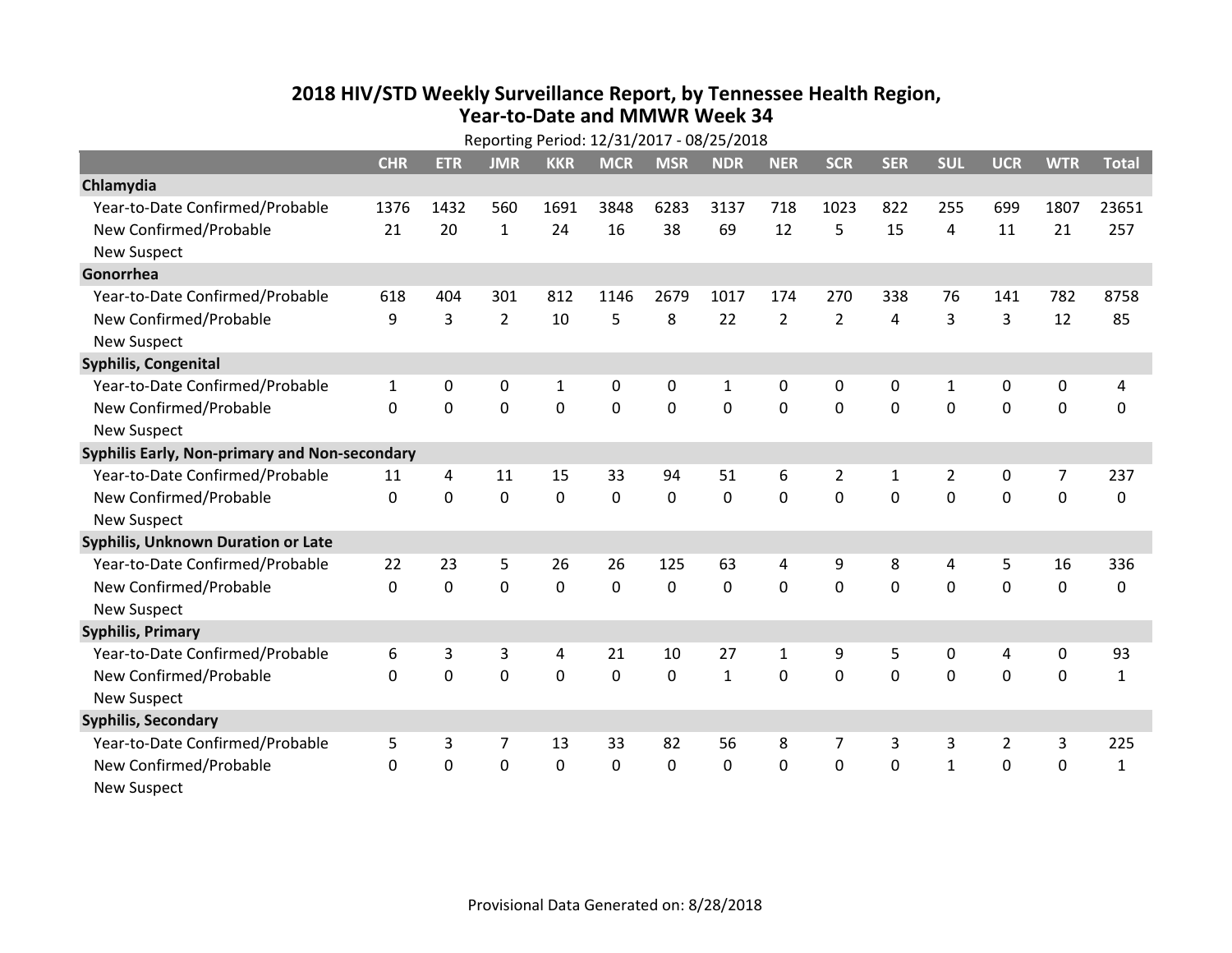# 2018 HIV/STD Weekly Surveillance Report, by Tennessee Health Region, Year-to-Date and MMWR Week 34

Reporting Period: 12/31/2017 - 08/25/2018

| | CHR | ETR | JMR | KKR | MCR | MSR | NDR | NER | SCR | SER | SUL | UCR | WTR | Total |
|---|---|---|---|---|---|---|---|---|---|---|---|---|---|---|
| **Chlamydia** | | | | | | | | | | | | | | |
| Year-to-Date Confirmed/Probable | 1376 | 1432 | 560 | 1691 | 3848 | 6283 | 3137 | 718 | 1023 | 822 | 255 | 699 | 1807 | 23651 |
| New Confirmed/Probable | 21 | 20 | 1 | 24 | 16 | 38 | 69 | 12 | 5 | 15 | 4 | 11 | 21 | 257 |
| New Suspect | | | | | | | | | | | | | | |
| **Gonorrhea** | | | | | | | | | | | | | | |
| Year-to-Date Confirmed/Probable | 618 | 404 | 301 | 812 | 1146 | 2679 | 1017 | 174 | 270 | 338 | 76 | 141 | 782 | 8758 |
| New Confirmed/Probable | 9 | 3 | 2 | 10 | 5 | 8 | 22 | 2 | 2 | 4 | 3 | 3 | 12 | 85 |
| New Suspect | | | | | | | | | | | | | | |
| **Syphilis, Congenital** | | | | | | | | | | | | | | |
| Year-to-Date Confirmed/Probable | 1 | 0 | 0 | 1 | 0 | 0 | 1 | 0 | 0 | 0 | 1 | 0 | 0 | 4 |
| New Confirmed/Probable | 0 | 0 | 0 | 0 | 0 | 0 | 0 | 0 | 0 | 0 | 0 | 0 | 0 | 0 |
| New Suspect | | | | | | | | | | | | | | |
| **Syphilis Early, Non-primary and Non-secondary** | | | | | | | | | | | | | | |
| Year-to-Date Confirmed/Probable | 11 | 4 | 11 | 15 | 33 | 94 | 51 | 6 | 2 | 1 | 2 | 0 | 7 | 237 |
| New Confirmed/Probable | 0 | 0 | 0 | 0 | 0 | 0 | 0 | 0 | 0 | 0 | 0 | 0 | 0 | 0 |
| New Suspect | | | | | | | | | | | | | | |
| **Syphilis, Unknown Duration or Late** | | | | | | | | | | | | | | |
| Year-to-Date Confirmed/Probable | 22 | 23 | 5 | 26 | 26 | 125 | 63 | 4 | 9 | 8 | 4 | 5 | 16 | 336 |
| New Confirmed/Probable | 0 | 0 | 0 | 0 | 0 | 0 | 0 | 0 | 0 | 0 | 0 | 0 | 0 | 0 |
| New Suspect | | | | | | | | | | | | | | |
| **Syphilis, Primary** | | | | | | | | | | | | | | |
| Year-to-Date Confirmed/Probable | 6 | 3 | 3 | 4 | 21 | 10 | 27 | 1 | 9 | 5 | 0 | 4 | 0 | 93 |
| New Confirmed/Probable | 0 | 0 | 0 | 0 | 0 | 0 | 1 | 0 | 0 | 0 | 0 | 0 | 0 | 1 |
| New Suspect | | | | | | | | | | | | | | |
| **Syphilis, Secondary** | | | | | | | | | | | | | | |
| Year-to-Date Confirmed/Probable | 5 | 3 | 7 | 13 | 33 | 82 | 56 | 8 | 7 | 3 | 3 | 2 | 3 | 225 |
| New Confirmed/Probable | 0 | 0 | 0 | 0 | 0 | 0 | 0 | 0 | 0 | 0 | 1 | 0 | 0 | 1 |
| New Suspect | | | | | | | | | | | | | | |

Provisional Data Generated on: 8/28/2018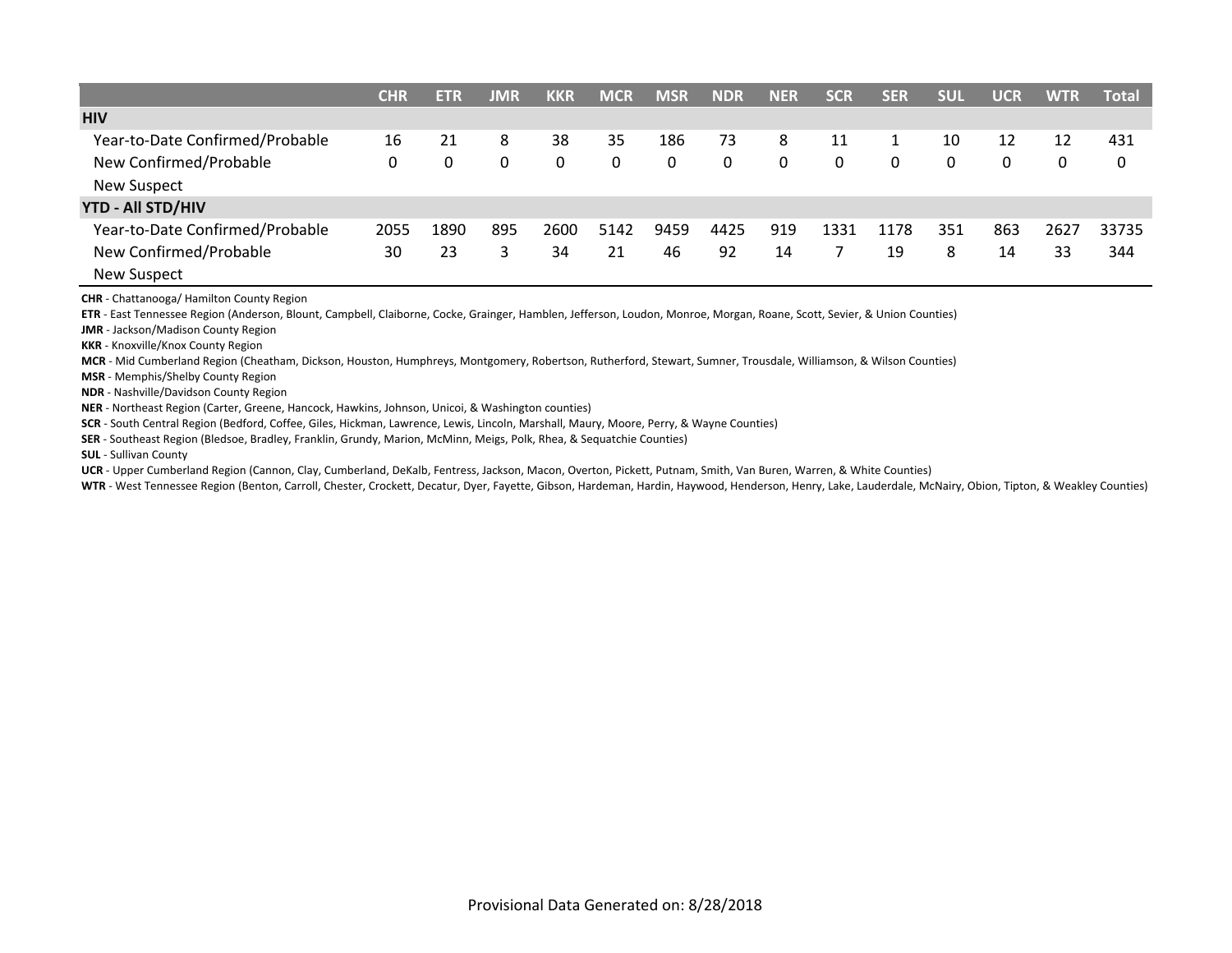| | CHR | ETR | JMR | KKR | MCR | MSR | NDR | NER | SCR | SER | SUL | UCR | WTR | Total |
|---|---|---|---|---|---|---|---|---|---|---|---|---|---|---|
| **HIV** | | | | | | | | | | | | | | |
| Year-to-Date Confirmed/Probable | 16 | 21 | 8 | 38 | 35 | 186 | 73 | 8 | 11 | 1 | 10 | 12 | 12 | 431 |
| New Confirmed/Probable | 0 | 0 | 0 | 0 | 0 | 0 | 0 | 0 | 0 | 0 | 0 | 0 | 0 | 0 |
| New Suspect | | | | | | | | | | | | | | |
| **YTD - All STD/HIV** | | | | | | | | | | | | | | |
| Year-to-Date Confirmed/Probable | 2055 | 1890 | 895 | 2600 | 5142 | 9459 | 4425 | 919 | 1331 | 1178 | 351 | 863 | 2627 | 33735 |
| New Confirmed/Probable | 30 | 23 | 3 | 34 | 21 | 46 | 92 | 14 | 7 | 19 | 8 | 14 | 33 | 344 |
| New Suspect | | | | | | | | | | | | | | |

**CHR** - Chattanooga/ Hamilton County Region

**ETR** - East Tennessee Region (Anderson, Blount, Campbell, Claiborne, Cocke, Grainger, Hamblen, Jefferson, Loudon, Monroe, Morgan, Roane, Scott, Sevier, & Union Counties)

**JMR** - Jackson/Madison County Region

**KKR** - Knoxville/Knox County Region

**MCR** - Mid Cumberland Region (Cheatham, Dickson, Houston, Humphreys, Montgomery, Robertson, Rutherford, Stewart, Sumner, Trousdale, Williamson, & Wilson Counties)

**MSR** - Memphis/Shelby County Region

**NDR** - Nashville/Davidson County Region

**NER** - Northeast Region (Carter, Greene, Hancock, Hawkins, Johnson, Unicoi, & Washington counties)

**SCR** - South Central Region (Bedford, Coffee, Giles, Hickman, Lawrence, Lewis, Lincoln, Marshall, Maury, Moore, Perry, & Wayne Counties)

**SER** - Southeast Region (Bledsoe, Bradley, Franklin, Grundy, Marion, McMinn, Meigs, Polk, Rhea, & Sequatchie Counties)

**SUL** - Sullivan County

**UCR** - Upper Cumberland Region (Cannon, Clay, Cumberland, DeKalb, Fentress, Jackson, Macon, Overton, Pickett, Putnam, Smith, Van Buren, Warren, & White Counties)

**WTR** - West Tennessee Region (Benton, Carroll, Chester, Crockett, Decatur, Dyer, Fayette, Gibson, Hardeman, Hardin, Haywood, Henderson, Henry, Lake, Lauderdale, McNairy, Obion, Tipton, & Weakley Counties)

Provisional Data Generated on: 8/28/2018